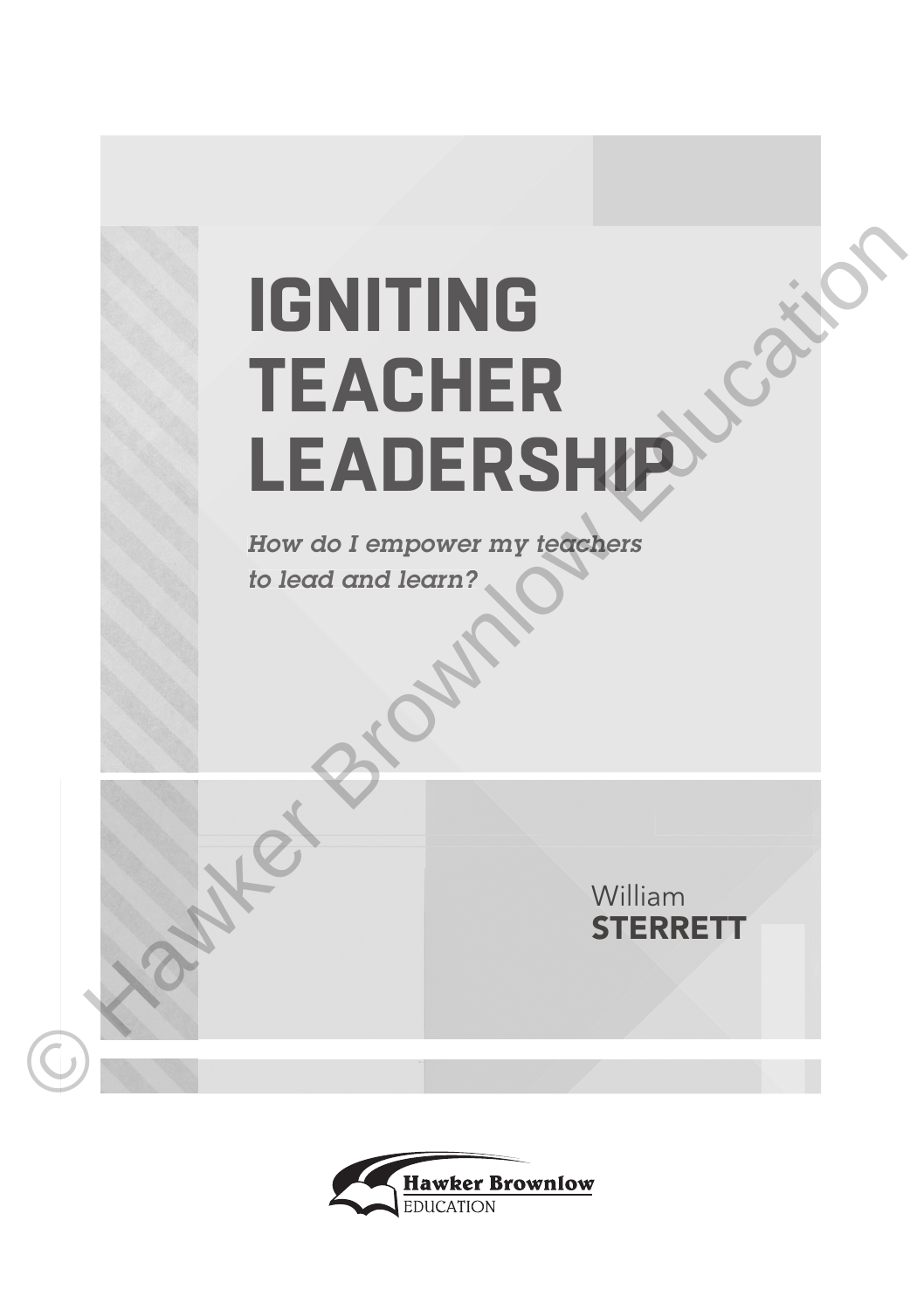# IGNITING TEACHER LEADERSHIP

*How do I empower my teachers to lead and learn?*

William
**STERRETT**

Hawker Brownlow
EDUCATION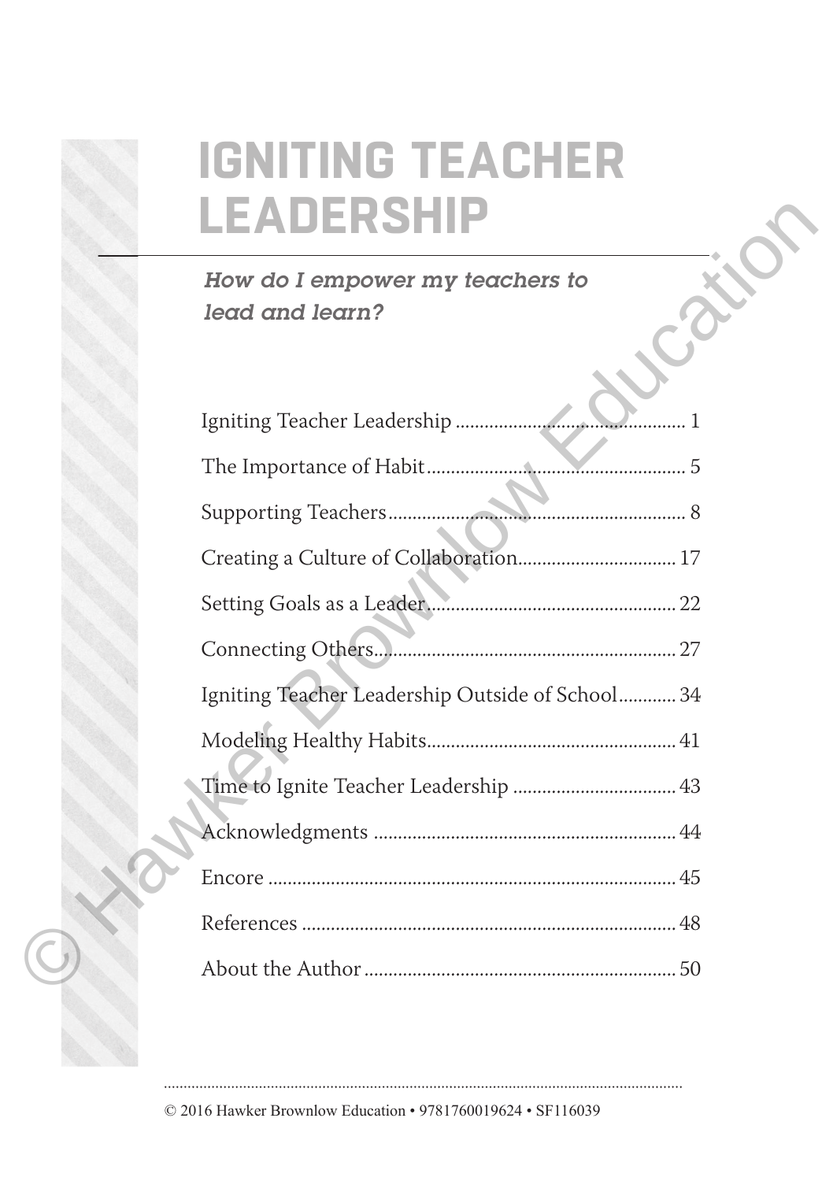# IGNITING TEACHER LEADERSHIP

*How do I empower my teachers to lead and learn?*

Igniting Teacher Leadership ... 1

The Importance of Habit ... 5

Supporting Teachers ... 8

Creating a Culture of Collaboration ... 17

Setting Goals as a Leader ... 22

Connecting Others ... 27

Igniting Teacher Leadership Outside of School ... 34

Modeling Healthy Habits ... 41

Time to Ignite Teacher Leadership ... 43

Acknowledgments ... 44

Encore ... 45

References ... 48

About the Author ... 50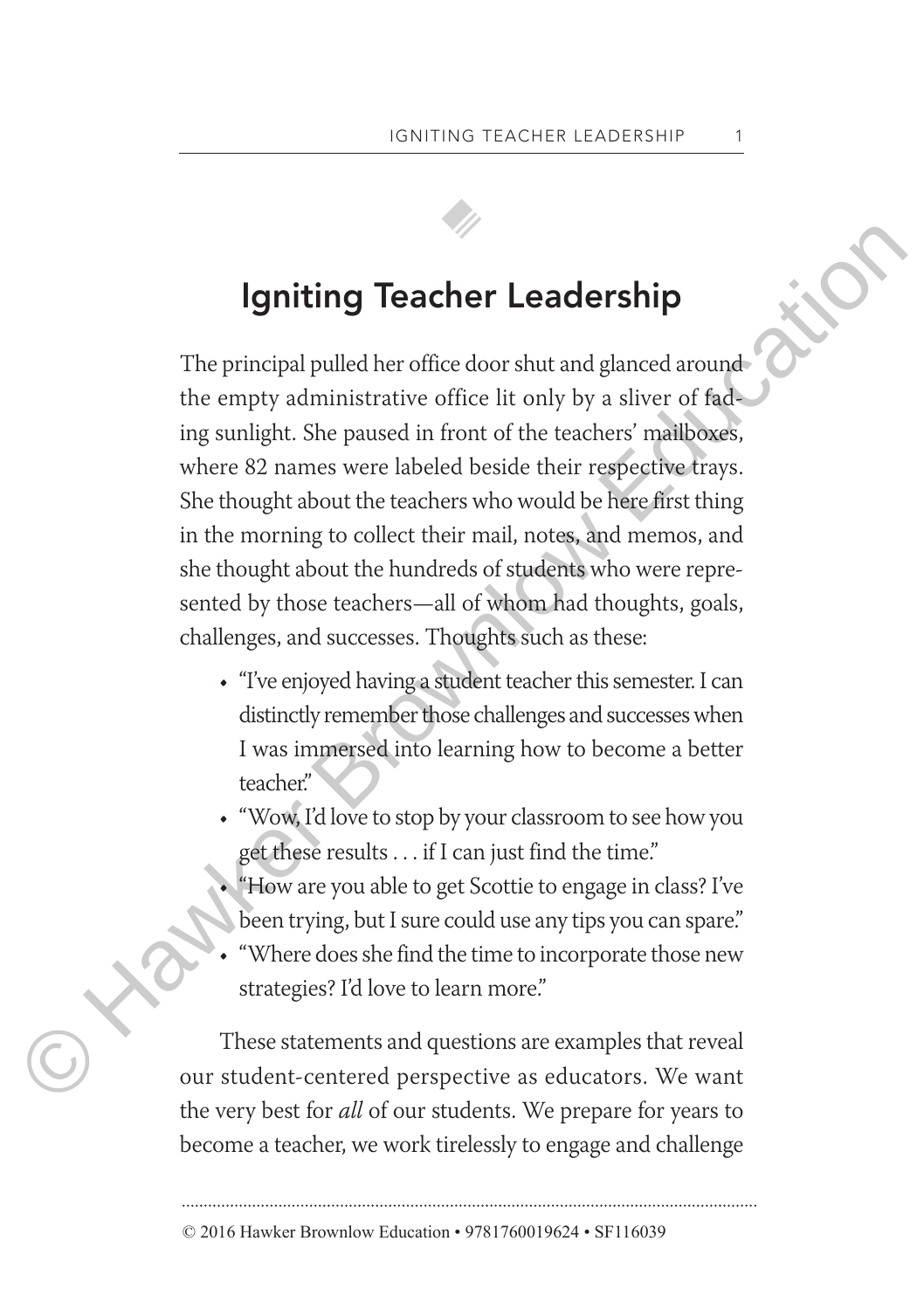# Igniting Teacher Leadership

The principal pulled her office door shut and glanced around the empty administrative office lit only by a sliver of fading sunlight. She paused in front of the teachers' mailboxes, where 82 names were labeled beside their respective trays. She thought about the teachers who would be here first thing in the morning to collect their mail, notes, and memos, and she thought about the hundreds of students who were represented by those teachers—all of whom had thoughts, goals, challenges, and successes. Thoughts such as these:

- "I've enjoyed having a student teacher this semester. I can distinctly remember those challenges and successes when I was immersed into learning how to become a better teacher."
- "Wow, I'd love to stop by your classroom to see how you get these results . . . if I can just find the time."
- "How are you able to get Scottie to engage in class? I've been trying, but I sure could use any tips you can spare."
- "Where does she find the time to incorporate those new strategies? I'd love to learn more."

These statements and questions are examples that reveal our student-centered perspective as educators. We want the very best for *all* of our students. We prepare for years to become a teacher, we work tirelessly to engage and challenge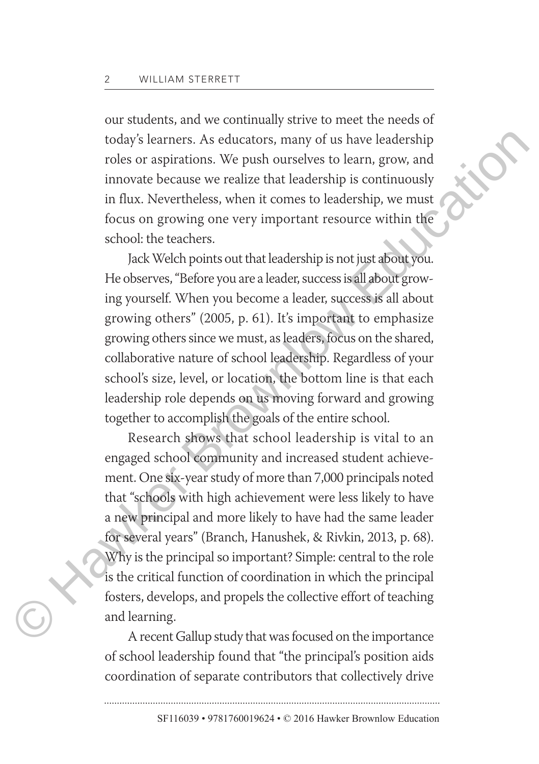our students, and we continually strive to meet the needs of today's learners. As educators, many of us have leadership roles or aspirations. We push ourselves to learn, grow, and innovate because we realize that leadership is continuously in flux. Nevertheless, when it comes to leadership, we must focus on growing one very important resource within the school: the teachers.

Jack Welch points out that leadership is not just about you. He observes, "Before you are a leader, success is all about growing yourself. When you become a leader, success is all about growing others" (2005, p. 61). It's important to emphasize growing others since we must, as leaders, focus on the shared, collaborative nature of school leadership. Regardless of your school's size, level, or location, the bottom line is that each leadership role depends on us moving forward and growing together to accomplish the goals of the entire school.

Research shows that school leadership is vital to an engaged school community and increased student achievement. One six-year study of more than 7,000 principals noted that "schools with high achievement were less likely to have a new principal and more likely to have had the same leader for several years" (Branch, Hanushek, & Rivkin, 2013, p. 68). Why is the principal so important? Simple: central to the role is the critical function of coordination in which the principal fosters, develops, and propels the collective effort of teaching and learning.

A recent Gallup study that was focused on the importance of school leadership found that "the principal's position aids coordination of separate contributors that collectively drive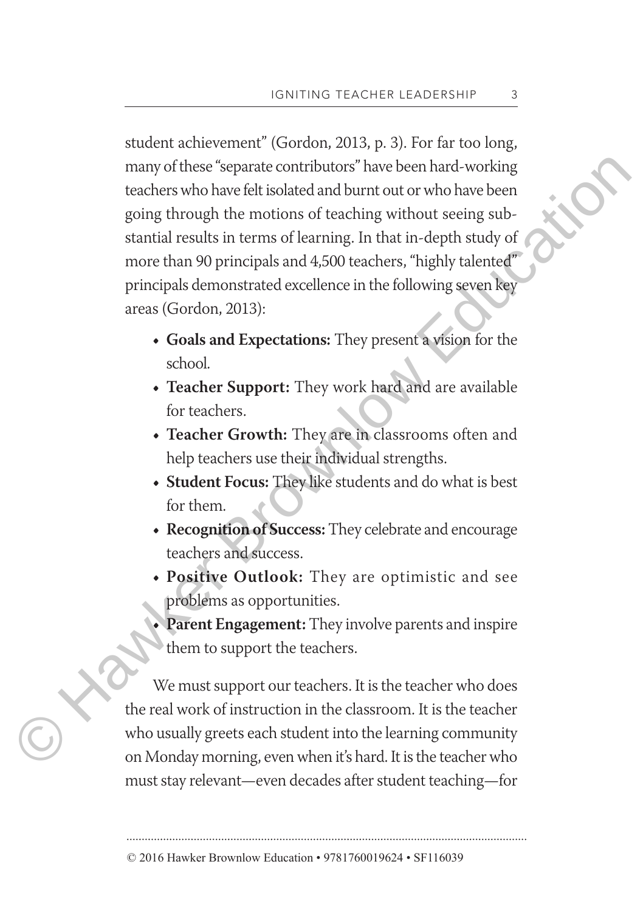student achievement" (Gordon, 2013, p. 3). For far too long, many of these "separate contributors" have been hard-working teachers who have felt isolated and burnt out or who have been going through the motions of teaching without seeing substantial results in terms of learning. In that in-depth study of more than 90 principals and 4,500 teachers, "highly talented" principals demonstrated excellence in the following seven key areas (Gordon, 2013):

- **Goals and Expectations:** They present a vision for the school.
- **Teacher Support:** They work hard and are available for teachers.
- **Teacher Growth:** They are in classrooms often and help teachers use their individual strengths.
- **Student Focus:** They like students and do what is best for them.
- **Recognition of Success:** They celebrate and encourage teachers and success.
- **Positive Outlook:** They are optimistic and see problems as opportunities.
- **Parent Engagement:** They involve parents and inspire them to support the teachers.

We must support our teachers. It is the teacher who does the real work of instruction in the classroom. It is the teacher who usually greets each student into the learning community on Monday morning, even when it's hard. It is the teacher who must stay relevant—even decades after student teaching—for